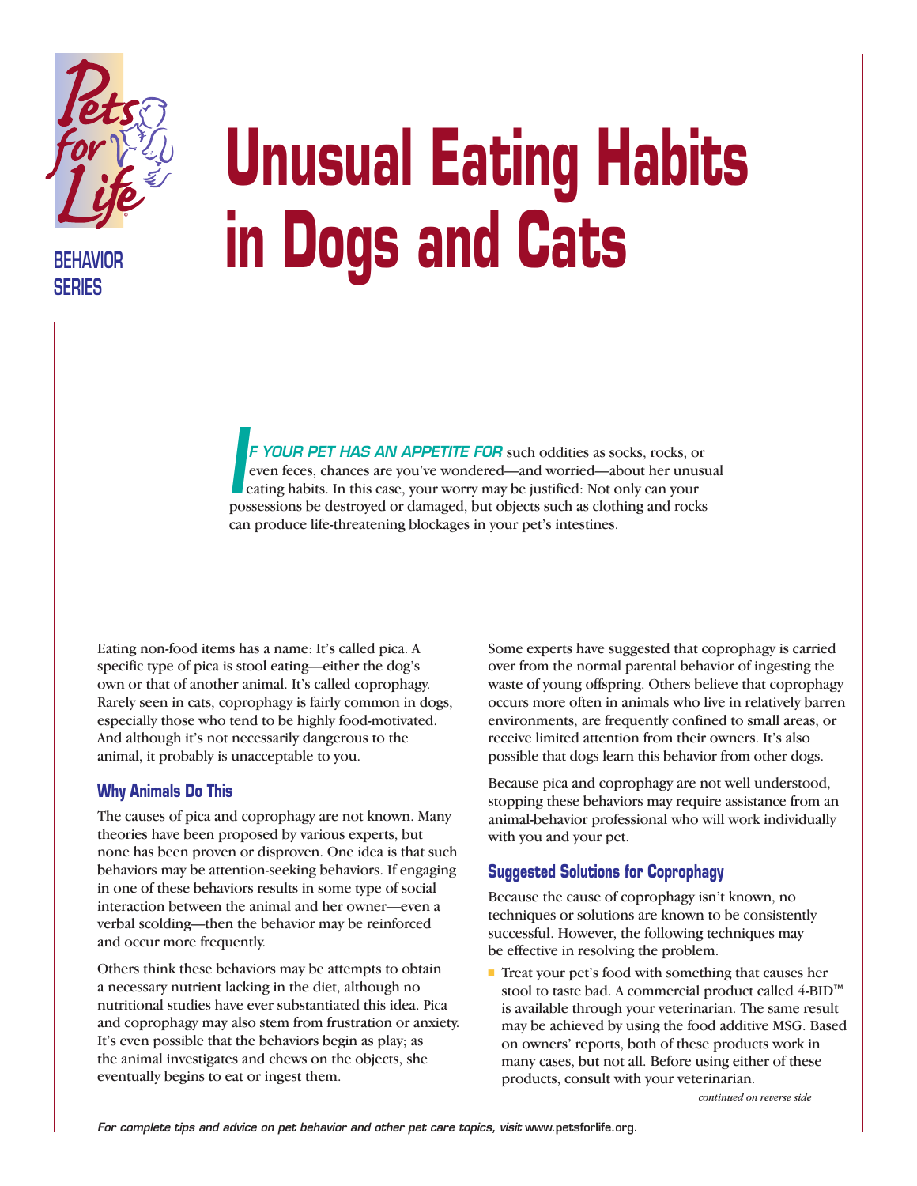BEHAVIOR SERIES

# Unusual Eating Habits in Dogs and Cats

*IF YOUR PET HAS AN APPETITE FOR* such oddities as socks, rocks, or even feces, chances are you've wondered—and worried—about her unusual eating habits. In this case, your worry may be justified: Not only can your possessions be destroyed or damaged, but objects such as clothing and rocks can produce life-threatening blockages in your pet's intestines.

Eating non-food items has a name: It's called pica. A specific type of pica is stool eating—either the dog's own or that of another animal. It's called coprophagy. Rarely seen in cats, coprophagy is fairly common in dogs, especially those who tend to be highly food-motivated. And although it's not necessarily dangerous to the animal, it probably is unacceptable to you.

## Why Animals Do This

The causes of pica and coprophagy are not known. Many theories have been proposed by various experts, but none has been proven or disproven. One idea is that such behaviors may be attention-seeking behaviors. If engaging in one of these behaviors results in some type of social interaction between the animal and her owner—even a verbal scolding—then the behavior may be reinforced and occur more frequently.

Others think these behaviors may be attempts to obtain a necessary nutrient lacking in the diet, although no nutritional studies have ever substantiated this idea. Pica and coprophagy may also stem from frustration or anxiety. It's even possible that the behaviors begin as play; as the animal investigates and chews on the objects, she eventually begins to eat or ingest them.

Some experts have suggested that coprophagy is carried over from the normal parental behavior of ingesting the waste of young offspring. Others believe that coprophagy occurs more often in animals who live in relatively barren environments, are frequently confined to small areas, or receive limited attention from their owners. It's also possible that dogs learn this behavior from other dogs.

Because pica and coprophagy are not well understood, stopping these behaviors may require assistance from an animal-behavior professional who will work individually with you and your pet.

## Suggested Solutions for Coprophagy

Because the cause of coprophagy isn't known, no techniques or solutions are known to be consistently successful. However, the following techniques may be effective in resolving the problem.

- Treat your pet's food with something that causes her stool to taste bad. A commercial product called 4-BID™ is available through your veterinarian. The same result may be achieved by using the food additive MSG. Based on owners' reports, both of these products work in many cases, but not all. Before using either of these products, consult with your veterinarian.

*continued on reverse side*

*For complete tips and advice on pet behavior and other pet care topics, visit* www.petsforlife.org.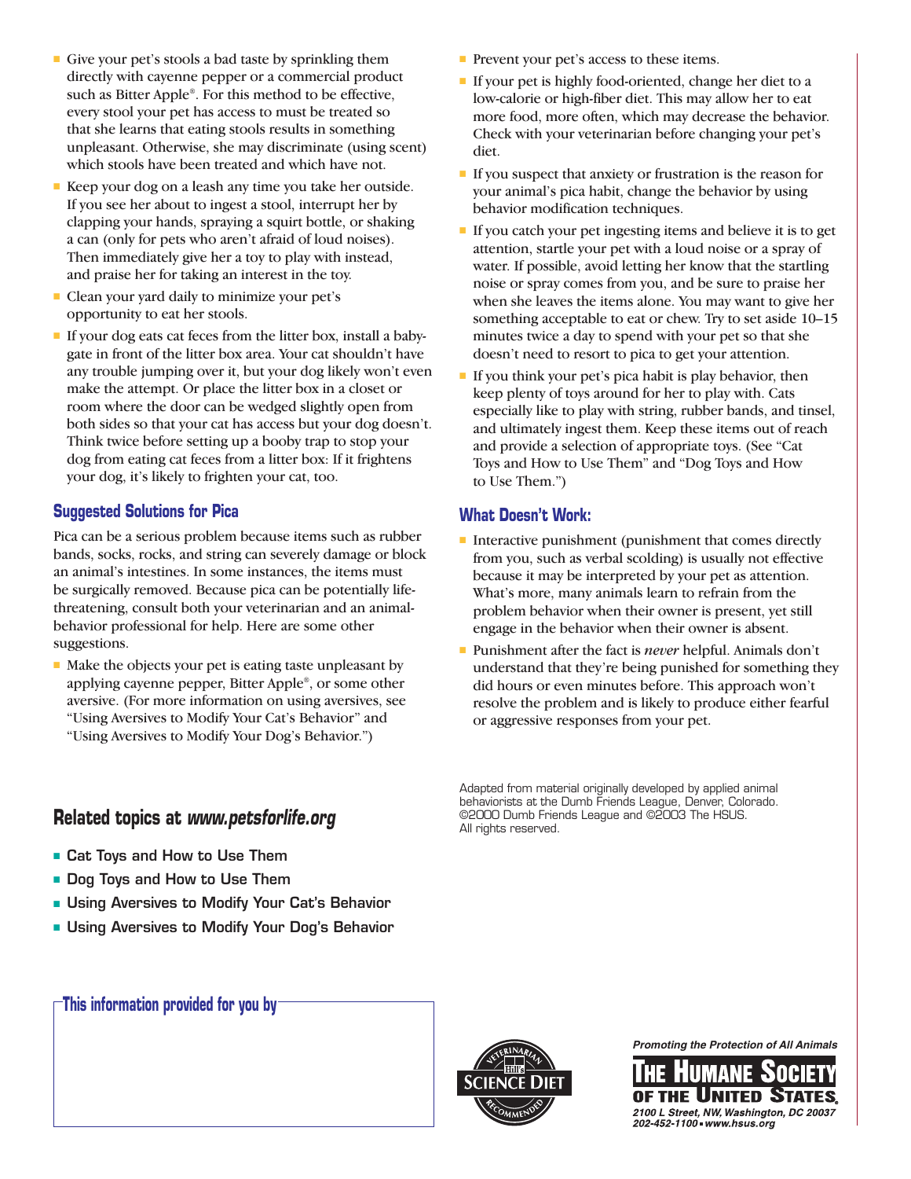- Give your pet's stools a bad taste by sprinkling them directly with cayenne pepper or a commercial product such as Bitter Apple®. For this method to be effective, every stool your pet has access to must be treated so that she learns that eating stools results in something unpleasant. Otherwise, she may discriminate (using scent) which stools have been treated and which have not.
- Keep your dog on a leash any time you take her outside. If you see her about to ingest a stool, interrupt her by clapping your hands, spraying a squirt bottle, or shaking a can (only for pets who aren't afraid of loud noises). Then immediately give her a toy to play with instead, and praise her for taking an interest in the toy.
- Clean your yard daily to minimize your pet's opportunity to eat her stools.
- If your dog eats cat feces from the litter box, install a baby-gate in front of the litter box area. Your cat shouldn't have any trouble jumping over it, but your dog likely won't even make the attempt. Or place the litter box in a closet or room where the door can be wedged slightly open from both sides so that your cat has access but your dog doesn't. Think twice before setting up a booby trap to stop your dog from eating cat feces from a litter box: If it frightens your dog, it's likely to frighten your cat, too.

### Suggested Solutions for Pica

Pica can be a serious problem because items such as rubber bands, socks, rocks, and string can severely damage or block an animal's intestines. In some instances, the items must be surgically removed. Because pica can be potentially life-threatening, consult both your veterinarian and an animal-behavior professional for help. Here are some other suggestions.

- Make the objects your pet is eating taste unpleasant by applying cayenne pepper, Bitter Apple®, or some other aversive. (For more information on using aversives, see "Using Aversives to Modify Your Cat's Behavior" and "Using Aversives to Modify Your Dog's Behavior.")
- Prevent your pet's access to these items.
- If your pet is highly food-oriented, change her diet to a low-calorie or high-fiber diet. This may allow her to eat more food, more often, which may decrease the behavior. Check with your veterinarian before changing your pet's diet.
- If you suspect that anxiety or frustration is the reason for your animal's pica habit, change the behavior by using behavior modification techniques.
- If you catch your pet ingesting items and believe it is to get attention, startle your pet with a loud noise or a spray of water. If possible, avoid letting her know that the startling noise or spray comes from you, and be sure to praise her when she leaves the items alone. You may want to give her something acceptable to eat or chew. Try to set aside 10–15 minutes twice a day to spend with your pet so that she doesn't need to resort to pica to get your attention.
- If you think your pet's pica habit is play behavior, then keep plenty of toys around for her to play with. Cats especially like to play with string, rubber bands, and tinsel, and ultimately ingest them. Keep these items out of reach and provide a selection of appropriate toys. (See "Cat Toys and How to Use Them" and "Dog Toys and How to Use Them.")

### What Doesn't Work:

- Interactive punishment (punishment that comes directly from you, such as verbal scolding) is usually not effective because it may be interpreted by your pet as attention. What's more, many animals learn to refrain from the problem behavior when their owner is present, yet still engage in the behavior when their owner is absent.
- Punishment after the fact is *never* helpful. Animals don't understand that they're being punished for something they did hours or even minutes before. This approach won't resolve the problem and is likely to produce either fearful or aggressive responses from your pet.

## Related topics at *www.petsforlife.org*

- Cat Toys and How to Use Them
- Dog Toys and How to Use Them
- Using Aversives to Modify Your Cat's Behavior
- Using Aversives to Modify Your Dog's Behavior

Adapted from material originally developed by applied animal behaviorists at the Dumb Friends League, Denver, Colorado. ©2000 Dumb Friends League and ©2003 The HSUS. All rights reserved.

**This information provided for you by**

Veterinarian Recommended — Hill's Science Diet

*Promoting the Protection of All Animals*

**The Humane Society of the United States**

2100 L Street, NW, Washington, DC 20037
202-452-1100 • www.hsus.org